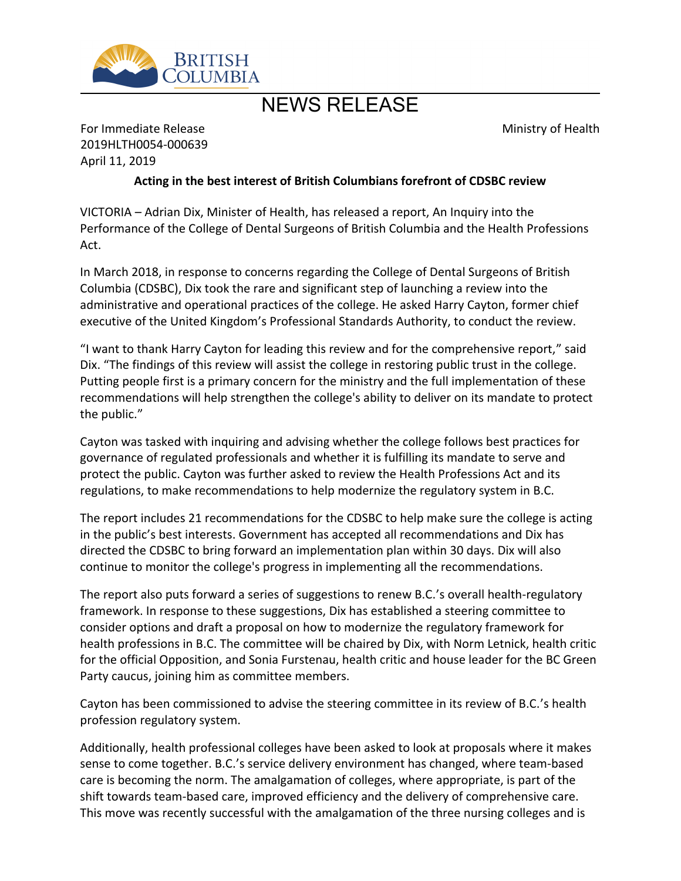BRITISH COLUMBIA

# NEWS RELEASE

For Immediate Release
2019HLTH0054-000639
April 11, 2019

Ministry of Health

**Acting in the best interest of British Columbians forefront of CDSBC review**

VICTORIA – Adrian Dix, Minister of Health, has released a report, An Inquiry into the Performance of the College of Dental Surgeons of British Columbia and the Health Professions Act.

In March 2018, in response to concerns regarding the College of Dental Surgeons of British Columbia (CDSBC), Dix took the rare and significant step of launching a review into the administrative and operational practices of the college. He asked Harry Cayton, former chief executive of the United Kingdom's Professional Standards Authority, to conduct the review.

"I want to thank Harry Cayton for leading this review and for the comprehensive report," said Dix. "The findings of this review will assist the college in restoring public trust in the college. Putting people first is a primary concern for the ministry and the full implementation of these recommendations will help strengthen the college's ability to deliver on its mandate to protect the public."

Cayton was tasked with inquiring and advising whether the college follows best practices for governance of regulated professionals and whether it is fulfilling its mandate to serve and protect the public. Cayton was further asked to review the Health Professions Act and its regulations, to make recommendations to help modernize the regulatory system in B.C.

The report includes 21 recommendations for the CDSBC to help make sure the college is acting in the public's best interests. Government has accepted all recommendations and Dix has directed the CDSBC to bring forward an implementation plan within 30 days. Dix will also continue to monitor the college's progress in implementing all the recommendations.

The report also puts forward a series of suggestions to renew B.C.'s overall health-regulatory framework. In response to these suggestions, Dix has established a steering committee to consider options and draft a proposal on how to modernize the regulatory framework for health professions in B.C. The committee will be chaired by Dix, with Norm Letnick, health critic for the official Opposition, and Sonia Furstenau, health critic and house leader for the BC Green Party caucus, joining him as committee members.

Cayton has been commissioned to advise the steering committee in its review of B.C.'s health profession regulatory system.

Additionally, health professional colleges have been asked to look at proposals where it makes sense to come together. B.C.'s service delivery environment has changed, where team-based care is becoming the norm. The amalgamation of colleges, where appropriate, is part of the shift towards team-based care, improved efficiency and the delivery of comprehensive care. This move was recently successful with the amalgamation of the three nursing colleges and is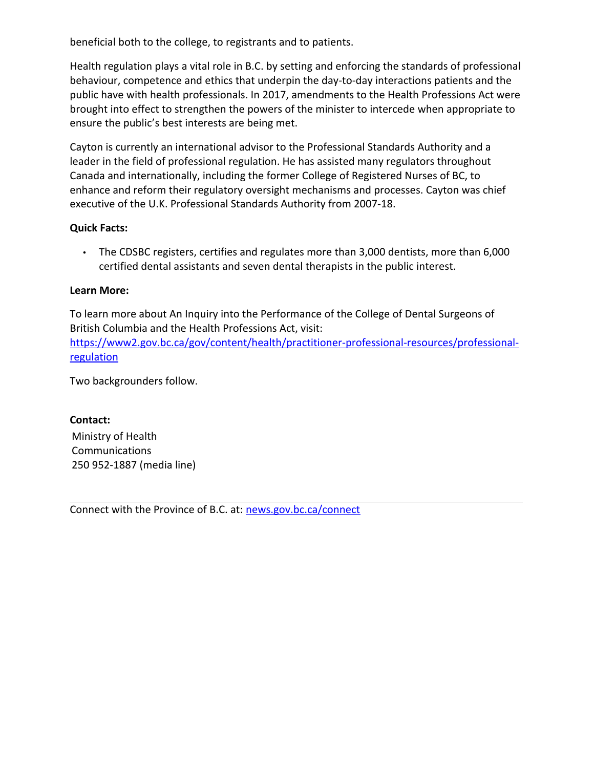beneficial both to the college, to registrants and to patients.

Health regulation plays a vital role in B.C. by setting and enforcing the standards of professional behaviour, competence and ethics that underpin the day-to-day interactions patients and the public have with health professionals. In 2017, amendments to the Health Professions Act were brought into effect to strengthen the powers of the minister to intercede when appropriate to ensure the public's best interests are being met.

Cayton is currently an international advisor to the Professional Standards Authority and a leader in the field of professional regulation. He has assisted many regulators throughout Canada and internationally, including the former College of Registered Nurses of BC, to enhance and reform their regulatory oversight mechanisms and processes. Cayton was chief executive of the U.K. Professional Standards Authority from 2007-18.

**Quick Facts:**

- The CDSBC registers, certifies and regulates more than 3,000 dentists, more than 6,000 certified dental assistants and seven dental therapists in the public interest.

**Learn More:**

To learn more about An Inquiry into the Performance of the College of Dental Surgeons of British Columbia and the Health Professions Act, visit: [https://www2.gov.bc.ca/gov/content/health/practitioner-professional-resources/professional-regulation](https://www2.gov.bc.ca/gov/content/health/practitioner-professional-resources/professional-regulation)

Two backgrounders follow.

**Contact:**

Ministry of Health
Communications
250 952-1887 (media line)

---

Connect with the Province of B.C. at: [news.gov.bc.ca/connect](news.gov.bc.ca/connect)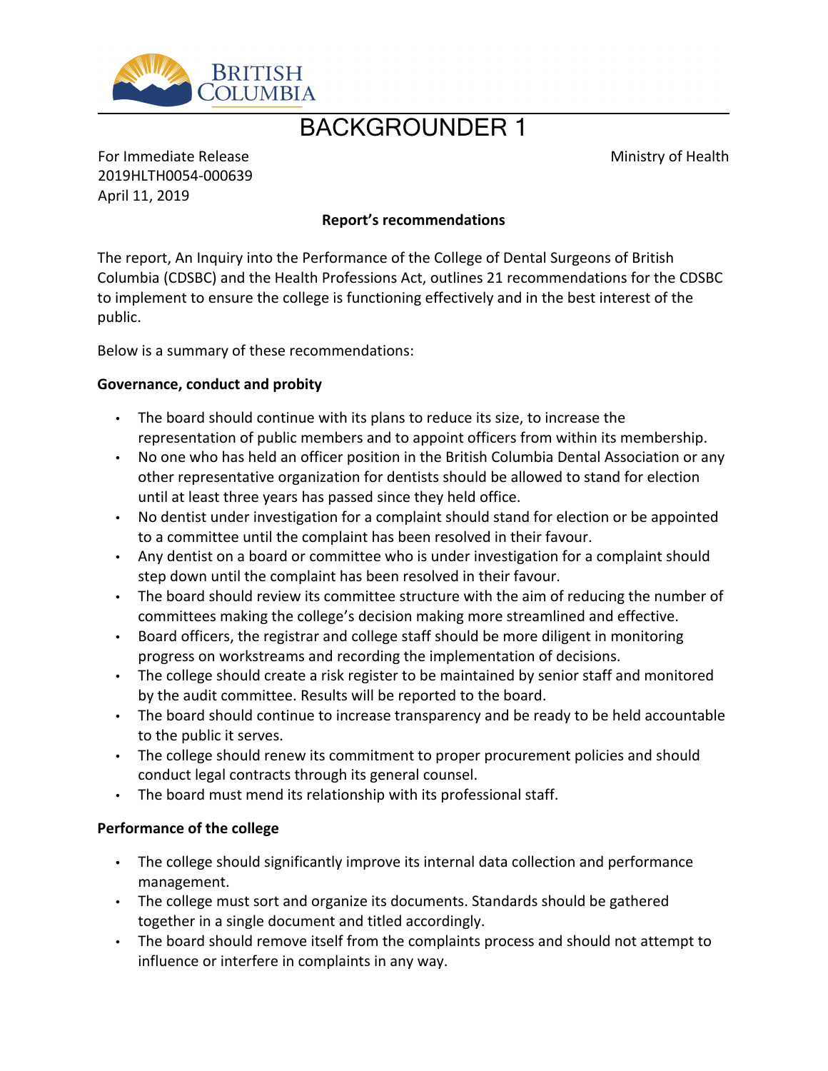# BACKGROUNDER 1

For Immediate Release
2019HLTH0054-000639
April 11, 2019

Ministry of Health

**Report's recommendations**

The report, An Inquiry into the Performance of the College of Dental Surgeons of British Columbia (CDSBC) and the Health Professions Act, outlines 21 recommendations for the CDSBC to implement to ensure the college is functioning effectively and in the best interest of the public.

Below is a summary of these recommendations:

**Governance, conduct and probity**

- The board should continue with its plans to reduce its size, to increase the representation of public members and to appoint officers from within its membership.
- No one who has held an officer position in the British Columbia Dental Association or any other representative organization for dentists should be allowed to stand for election until at least three years has passed since they held office.
- No dentist under investigation for a complaint should stand for election or be appointed to a committee until the complaint has been resolved in their favour.
- Any dentist on a board or committee who is under investigation for a complaint should step down until the complaint has been resolved in their favour.
- The board should review its committee structure with the aim of reducing the number of committees making the college's decision making more streamlined and effective.
- Board officers, the registrar and college staff should be more diligent in monitoring progress on workstreams and recording the implementation of decisions.
- The college should create a risk register to be maintained by senior staff and monitored by the audit committee. Results will be reported to the board.
- The board should continue to increase transparency and be ready to be held accountable to the public it serves.
- The college should renew its commitment to proper procurement policies and should conduct legal contracts through its general counsel.
- The board must mend its relationship with its professional staff.

**Performance of the college**

- The college should significantly improve its internal data collection and performance management.
- The college must sort and organize its documents. Standards should be gathered together in a single document and titled accordingly.
- The board should remove itself from the complaints process and should not attempt to influence or interfere in complaints in any way.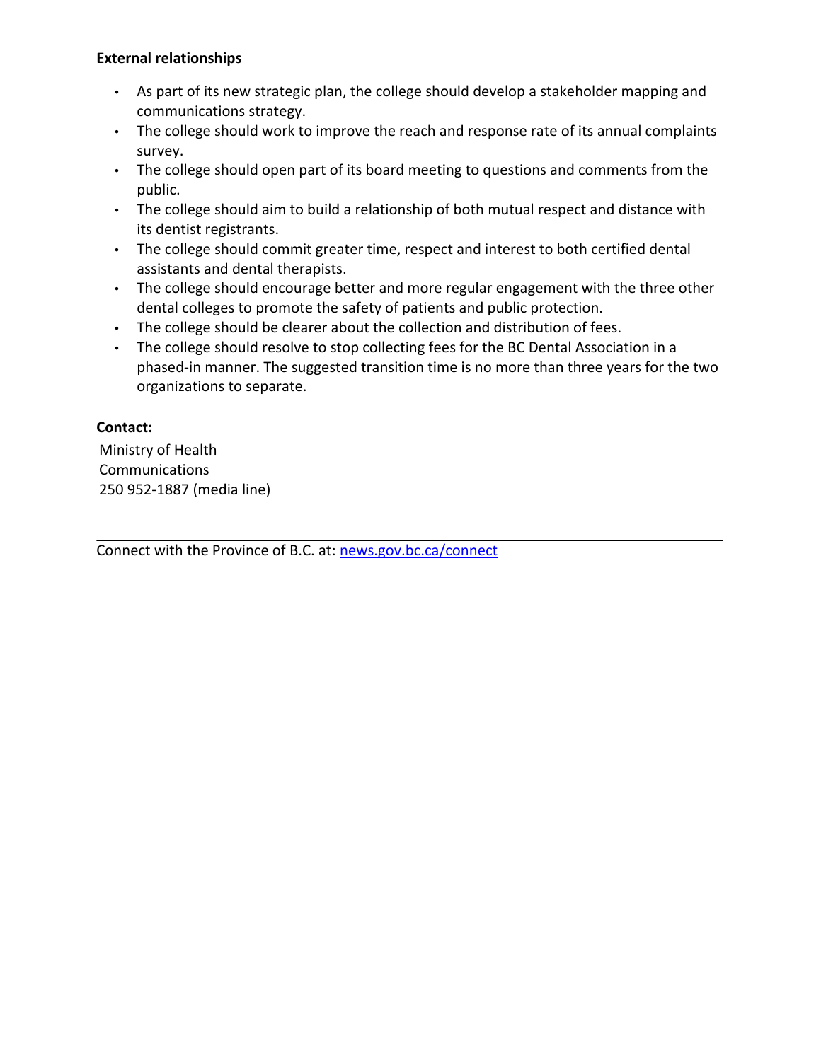**External relationships**

- As part of its new strategic plan, the college should develop a stakeholder mapping and communications strategy.
- The college should work to improve the reach and response rate of its annual complaints survey.
- The college should open part of its board meeting to questions and comments from the public.
- The college should aim to build a relationship of both mutual respect and distance with its dentist registrants.
- The college should commit greater time, respect and interest to both certified dental assistants and dental therapists.
- The college should encourage better and more regular engagement with the three other dental colleges to promote the safety of patients and public protection.
- The college should be clearer about the collection and distribution of fees.
- The college should resolve to stop collecting fees for the BC Dental Association in a phased-in manner. The suggested transition time is no more than three years for the two organizations to separate.

**Contact:**

Ministry of Health
Communications
250 952-1887 (media line)

---

Connect with the Province of B.C. at: [news.gov.bc.ca/connect](news.gov.bc.ca/connect)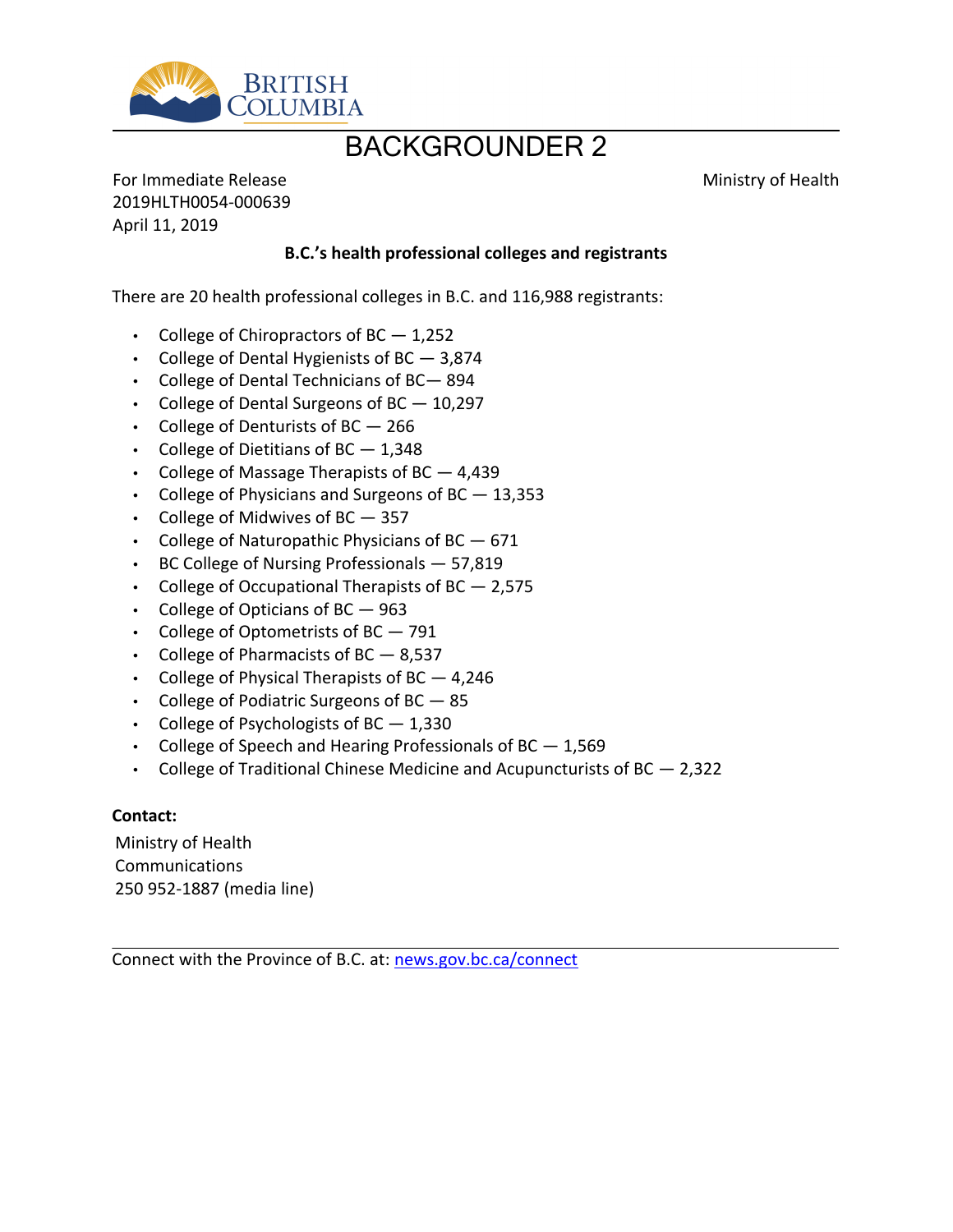# BACKGROUNDER 2

For Immediate Release
2019HLTH0054-000639
April 11, 2019

Ministry of Health

**B.C.'s health professional colleges and registrants**

There are 20 health professional colleges in B.C. and 116,988 registrants:

- College of Chiropractors of BC — 1,252
- College of Dental Hygienists of BC — 3,874
- College of Dental Technicians of BC— 894
- College of Dental Surgeons of BC — 10,297
- College of Denturists of BC — 266
- College of Dietitians of BC — 1,348
- College of Massage Therapists of BC — 4,439
- College of Physicians and Surgeons of BC — 13,353
- College of Midwives of BC — 357
- College of Naturopathic Physicians of BC — 671
- BC College of Nursing Professionals — 57,819
- College of Occupational Therapists of BC — 2,575
- College of Opticians of BC — 963
- College of Optometrists of BC — 791
- College of Pharmacists of BC — 8,537
- College of Physical Therapists of BC — 4,246
- College of Podiatric Surgeons of BC — 85
- College of Psychologists of BC — 1,330
- College of Speech and Hearing Professionals of BC — 1,569
- College of Traditional Chinese Medicine and Acupuncturists of BC — 2,322

**Contact:**

Ministry of Health
Communications
250 952-1887 (media line)

Connect with the Province of B.C. at: news.gov.bc.ca/connect